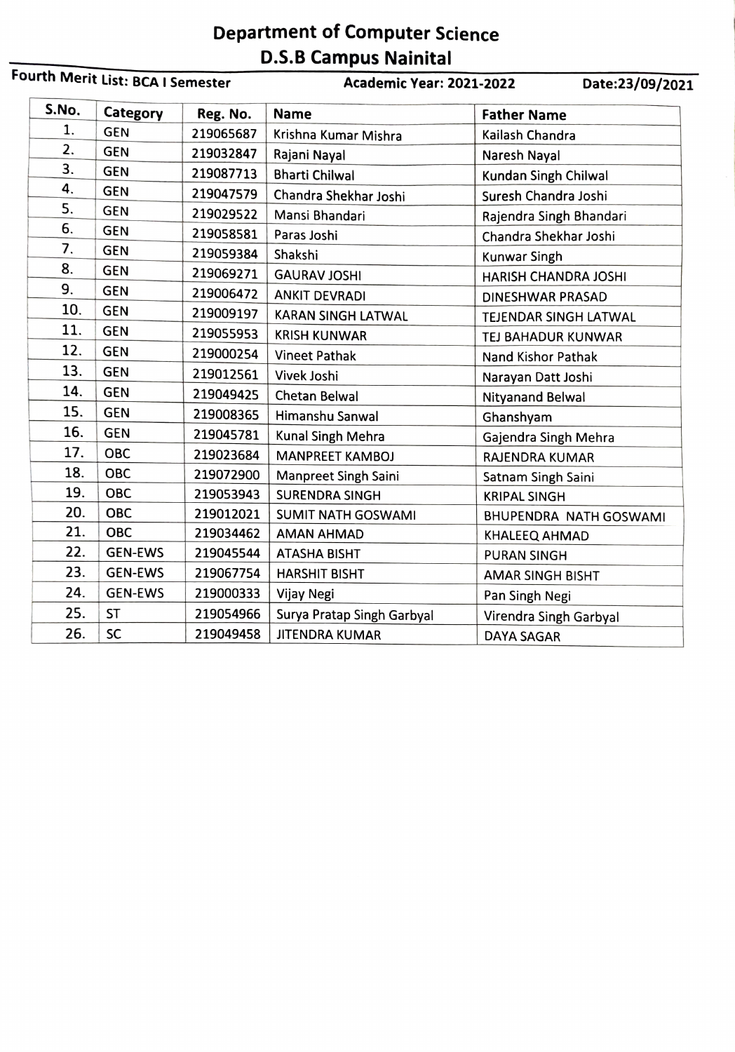# Department of Computer Science
## D.S.B Campus Nainital

**Fourth Merit List: BCA I Semester** **Academic Year: 2021-2022** **Date:23/09/2021**

| S.No. | Category | Reg. No. | Name | Father Name |
|---|---|---|---|---|
| 1. | GEN | 219065687 | Krishna Kumar Mishra | Kailash Chandra |
| 2. | GEN | 219032847 | Rajani Nayal | Naresh Nayal |
| 3. | GEN | 219087713 | Bharti Chilwal | Kundan Singh Chilwal |
| 4. | GEN | 219047579 | Chandra Shekhar Joshi | Suresh Chandra Joshi |
| 5. | GEN | 219029522 | Mansi Bhandari | Rajendra Singh Bhandari |
| 6. | GEN | 219058581 | Paras Joshi | Chandra Shekhar Joshi |
| 7. | GEN | 219059384 | Shakshi | Kunwar Singh |
| 8. | GEN | 219069271 | GAURAV JOSHI | HARISH CHANDRA JOSHI |
| 9. | GEN | 219006472 | ANKIT DEVRADI | DINESHWAR PRASAD |
| 10. | GEN | 219009197 | KARAN SINGH LATWAL | TEJENDAR SINGH LATWAL |
| 11. | GEN | 219055953 | KRISH KUNWAR | TEJ BAHADUR KUNWAR |
| 12. | GEN | 219000254 | Vineet Pathak | Nand Kishor Pathak |
| 13. | GEN | 219012561 | Vivek Joshi | Narayan Datt Joshi |
| 14. | GEN | 219049425 | Chetan Belwal | Nityanand Belwal |
| 15. | GEN | 219008365 | Himanshu Sanwal | Ghanshyam |
| 16. | GEN | 219045781 | Kunal Singh Mehra | Gajendra Singh Mehra |
| 17. | OBC | 219023684 | MANPREET KAMBOJ | RAJENDRA KUMAR |
| 18. | OBC | 219072900 | Manpreet Singh Saini | Satnam Singh Saini |
| 19. | OBC | 219053943 | SURENDRA SINGH | KRIPAL SINGH |
| 20. | OBC | 219012021 | SUMIT NATH GOSWAMI | BHUPENDRA NATH GOSWAMI |
| 21. | OBC | 219034462 | AMAN AHMAD | KHALEEQ AHMAD |
| 22. | GEN-EWS | 219045544 | ATASHA BISHT | PURAN SINGH |
| 23. | GEN-EWS | 219067754 | HARSHIT BISHT | AMAR SINGH BISHT |
| 24. | GEN-EWS | 219000333 | Vijay Negi | Pan Singh Negi |
| 25. | ST | 219054966 | Surya Pratap Singh Garbyal | Virendra Singh Garbyal |
| 26. | SC | 219049458 | JITENDRA KUMAR | DAYA SAGAR |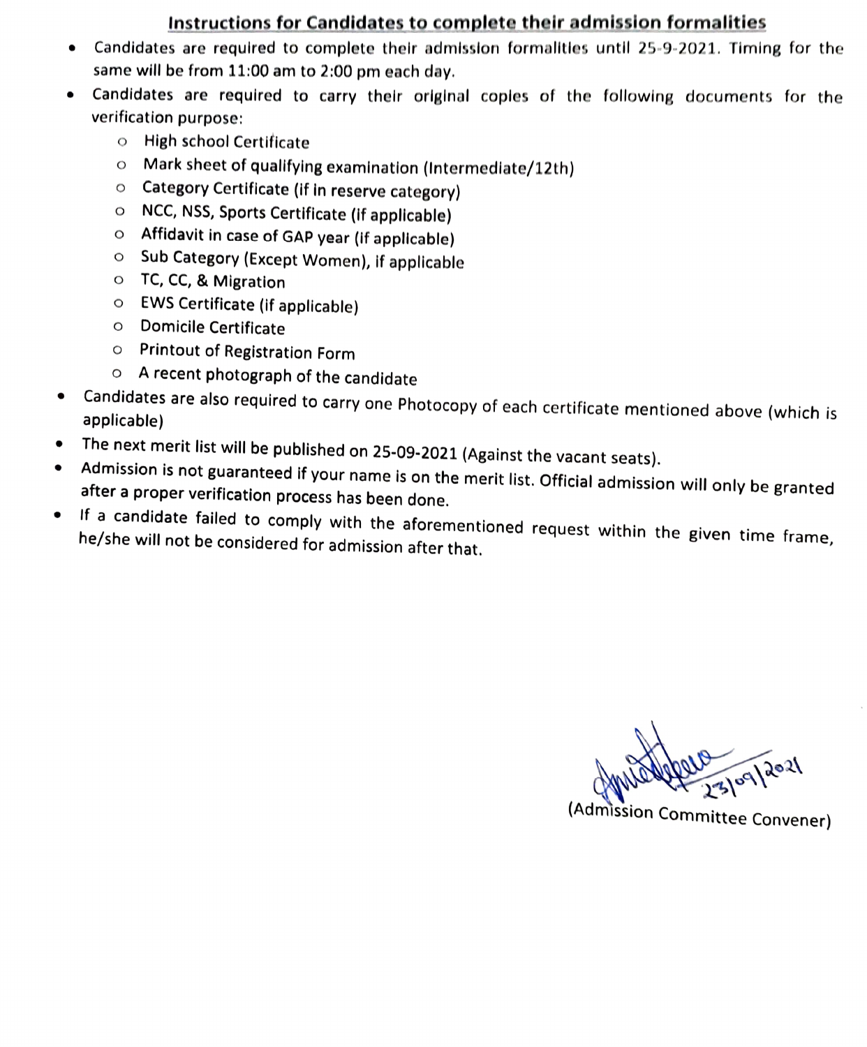## Instructions for Candidates to complete their admission formalities

- Candidates are required to complete their admission formalities until 25-9-2021. Timing for the same will be from 11:00 am to 2:00 pm each day.
- Candidates are required to carry their original copies of the following documents for the verification purpose:
  - High school Certificate
  - Mark sheet of qualifying examination (Intermediate/12th)
  - Category Certificate (if in reserve category)
  - NCC, NSS, Sports Certificate (if applicable)
  - Affidavit in case of GAP year (if applicable)
  - Sub Category (Except Women), if applicable
  - TC, CC, & Migration
  - EWS Certificate (if applicable)
  - Domicile Certificate
  - Printout of Registration Form
  - A recent photograph of the candidate
- Candidates are also required to carry one Photocopy of each certificate mentioned above (which is applicable)
- The next merit list will be published on 25-09-2021 (Against the vacant seats).
- Admission is not guaranteed if your name is on the merit list. Official admission will only be granted after a proper verification process has been done.
- If a candidate failed to comply with the aforementioned request within the given time frame, he/she will not be considered for admission after that.

23/09/2021

(Admission Committee Convener)